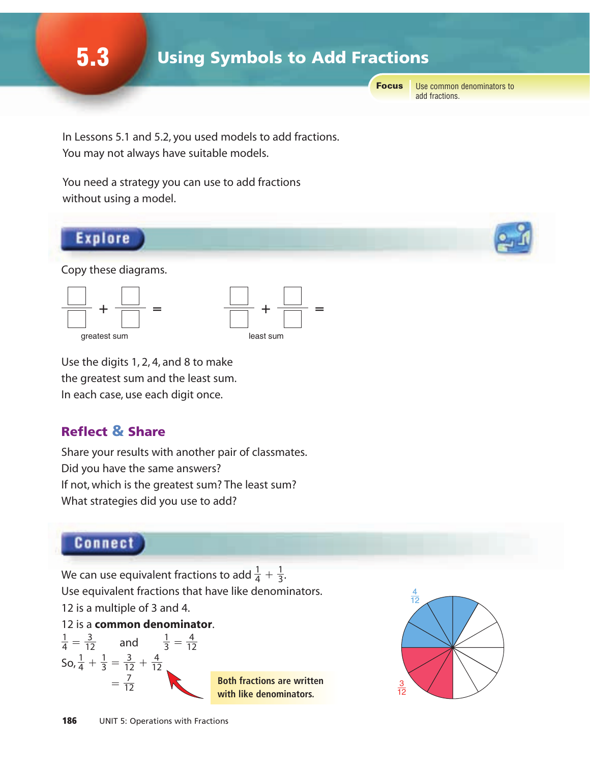# 5.3 Using Symbols to Add Fractions

**Focus** Use common denominators to add fractions.

In Lessons 5.1 and 5.2, you used models to add fractions.
You may not always have suitable models.

You need a strategy you can use to add fractions without using a model.

## Explore

Copy these diagrams.

$$\frac{\square}{\square} + \frac{\square}{\square} = \qquad \frac{\square}{\square} + \frac{\square}{\square} =$$

greatest sum — least sum

Use the digits 1, 2, 4, and 8 to make the greatest sum and the least sum.
In each case, use each digit once.

### Reflect & Share

Share your results with another pair of classmates.
Did you have the same answers?
If not, which is the greatest sum? The least sum?
What strategies did you use to add?

## Connect

We can use equivalent fractions to add $\frac{1}{4} + \frac{1}{3}$.
Use equivalent fractions that have like denominators.
12 is a multiple of 3 and 4.
12 is a **common denominator**.

$\frac{1}{4} = \frac{3}{12}$ and $\frac{1}{3} = \frac{4}{12}$

So, $\frac{1}{4} + \frac{1}{3} = \frac{3}{12} + \frac{4}{12}$

$= \frac{7}{12}$

**Both fractions are written with like denominators.**

$\frac{4}{12}$

$\frac{3}{12}$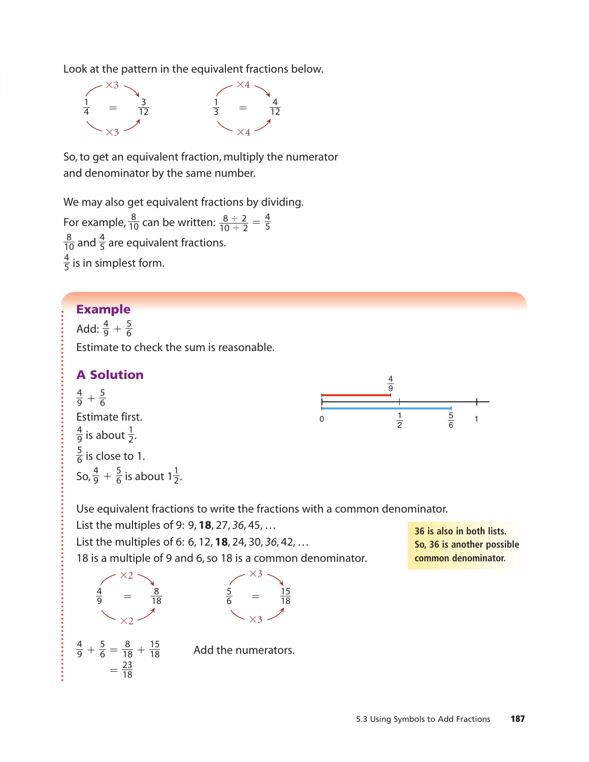Look at the pattern in the equivalent fractions below.

$$\frac{1}{4} \overset{\times 3}{=} \frac{3}{12} \qquad \frac{1}{3} \overset{\times 4}{=} \frac{4}{12}$$

So, to get an equivalent fraction, multiply the numerator and denominator by the same number.

We may also get equivalent fractions by dividing.

For example, $\frac{8}{10}$ can be written: $\frac{8 \div 2}{10 \div 2} = \frac{4}{5}$

$\frac{8}{10}$ and $\frac{4}{5}$ are equivalent fractions.

$\frac{4}{5}$ is in simplest form.

## Example

Add: $\frac{4}{9} + \frac{5}{6}$

Estimate to check the sum is reasonable.

### A Solution

$\frac{4}{9} + \frac{5}{6}$

Estimate first.

$\frac{4}{9}$ is about $\frac{1}{2}$.

$\frac{5}{6}$ is close to 1.

So, $\frac{4}{9} + \frac{5}{6}$ is about $1\frac{1}{2}$.

Use equivalent fractions to write the fractions with a common denominator.

List the multiples of 9: 9, **18**, 27, *36*, 45, …

List the multiples of 6: 6, 12, **18**, 24, 30, *36*, 42, …

18 is a multiple of 9 and 6, so 18 is a common denominator.

**36 is also in both lists. So, 36 is another possible common denominator.**

$$\frac{4}{9} \overset{\times 2}{=} \frac{8}{18} \qquad \frac{5}{6} \overset{\times 3}{=} \frac{15}{18}$$

$$\frac{4}{9} + \frac{5}{6} = \frac{8}{18} + \frac{15}{18}$$
$$= \frac{23}{18}$$

Add the numerators.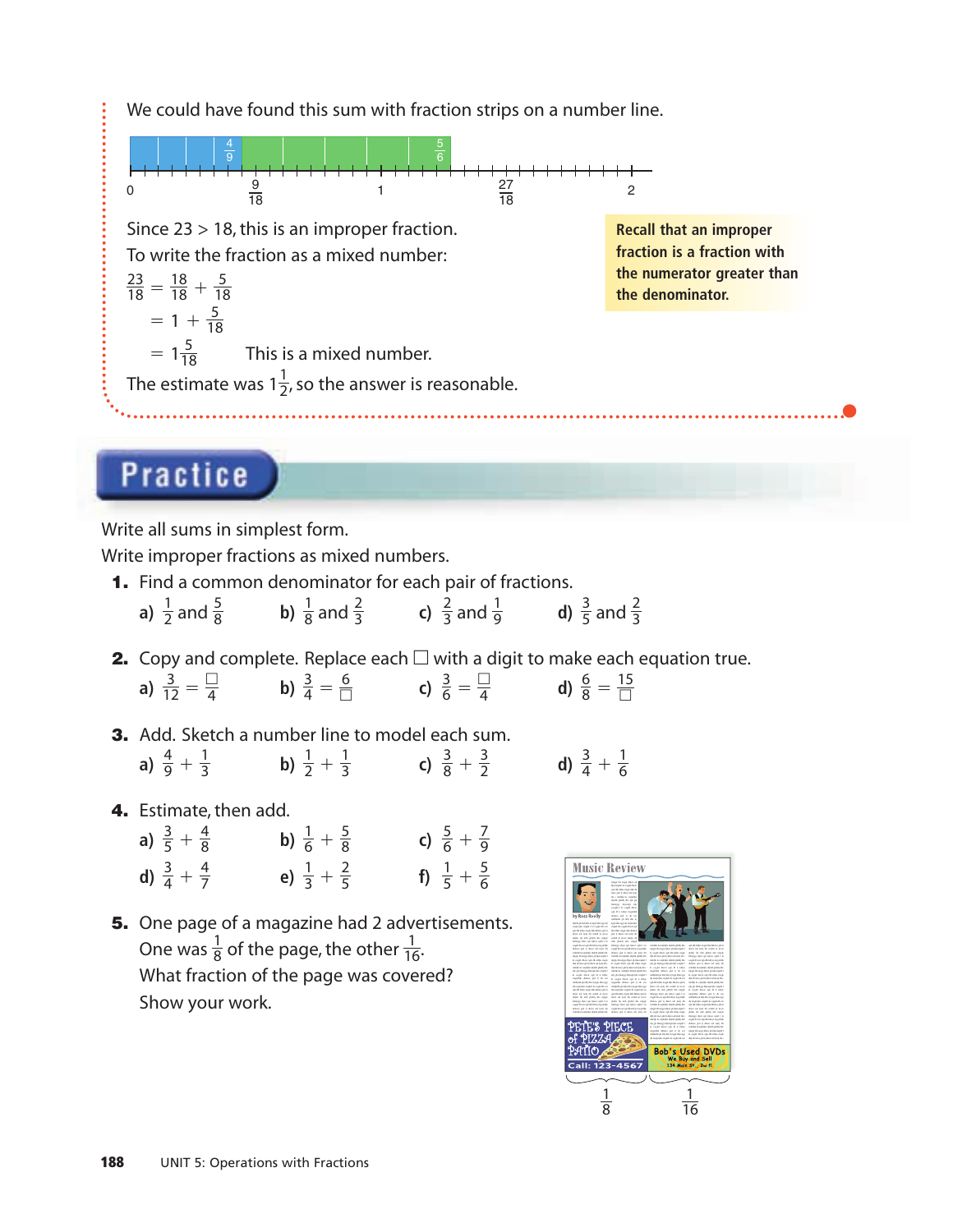We could have found this sum with fraction strips on a number line.

Since 23 > 18, this is an improper fraction.
To write the fraction as a mixed number:

$$\frac{23}{18} = \frac{18}{18} + \frac{5}{18}$$
$$= 1 + \frac{5}{18}$$
$$= 1\frac{5}{18} \quad \text{This is a mixed number.}$$

The estimate was $1\frac{1}{2}$, so the answer is reasonable.

**Recall that an improper fraction is a fraction with the numerator greater than the denominator.**

## Practice

Write all sums in simplest form.
Write improper fractions as mixed numbers.

**1.** Find a common denominator for each pair of fractions.

a) $\frac{1}{2}$ and $\frac{5}{8}$  b) $\frac{1}{8}$ and $\frac{2}{3}$  c) $\frac{2}{3}$ and $\frac{1}{9}$  d) $\frac{3}{5}$ and $\frac{2}{3}$

**2.** Copy and complete. Replace each □ with a digit to make each equation true.

a) $\frac{3}{12} = \frac{\square}{4}$  b) $\frac{3}{4} = \frac{6}{\square}$  c) $\frac{3}{6} = \frac{\square}{4}$  d) $\frac{6}{8} = \frac{15}{\square}$

**3.** Add. Sketch a number line to model each sum.

a) $\frac{4}{9} + \frac{1}{3}$  b) $\frac{1}{2} + \frac{1}{3}$  c) $\frac{3}{8} + \frac{3}{2}$  d) $\frac{3}{4} + \frac{1}{6}$

**4.** Estimate, then add.

a) $\frac{3}{5} + \frac{4}{8}$  b) $\frac{1}{6} + \frac{5}{8}$  c) $\frac{5}{6} + \frac{7}{9}$

d) $\frac{3}{4} + \frac{4}{7}$  e) $\frac{1}{3} + \frac{2}{5}$  f) $\frac{1}{5} + \frac{5}{6}$

**5.** One page of a magazine had 2 advertisements.
One was $\frac{1}{8}$ of the page, the other $\frac{1}{16}$.
What fraction of the page was covered?
Show your work.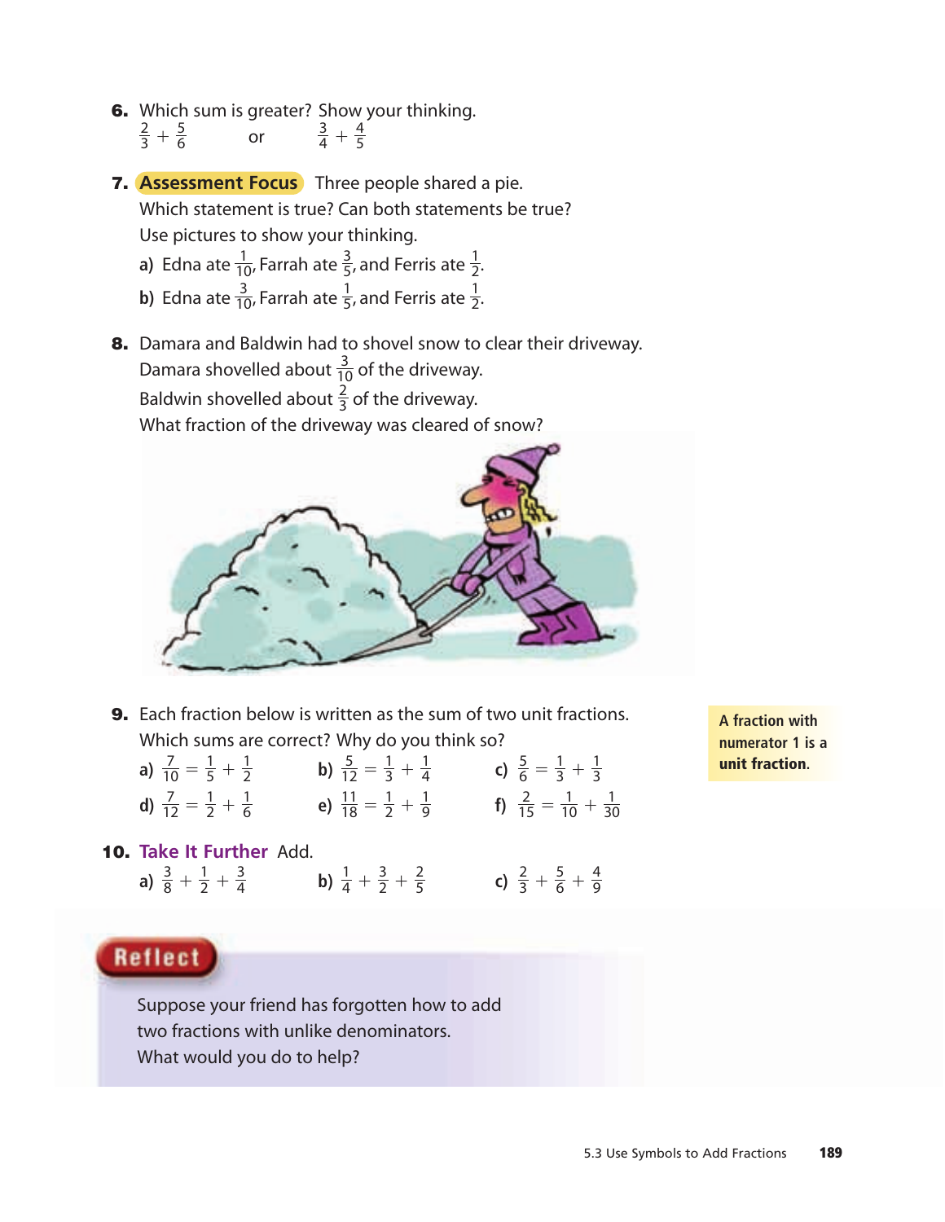**6.** Which sum is greater? Show your thinking.

$\frac{2}{3} + \frac{5}{6}$ or $\frac{3}{4} + \frac{4}{5}$

**7.** **Assessment Focus** Three people shared a pie.
Which statement is true? Can both statements be true?
Use pictures to show your thinking.

**a)** Edna ate $\frac{1}{10}$, Farrah ate $\frac{3}{5}$, and Ferris ate $\frac{1}{2}$.

**b)** Edna ate $\frac{3}{10}$, Farrah ate $\frac{1}{5}$, and Ferris ate $\frac{1}{2}$.

**8.** Damara and Baldwin had to shovel snow to clear their driveway.
Damara shovelled about $\frac{3}{10}$ of the driveway.
Baldwin shovelled about $\frac{2}{3}$ of the driveway.
What fraction of the driveway was cleared of snow?

**9.** Each fraction below is written as the sum of two unit fractions.
Which sums are correct? Why do you think so?

**a)** $\frac{7}{10} = \frac{1}{5} + \frac{1}{2}$ **b)** $\frac{5}{12} = \frac{1}{3} + \frac{1}{4}$ **c)** $\frac{5}{6} = \frac{1}{3} + \frac{1}{3}$

**d)** $\frac{7}{12} = \frac{1}{2} + \frac{1}{6}$ **e)** $\frac{11}{18} = \frac{1}{2} + \frac{1}{9}$ **f)** $\frac{2}{15} = \frac{1}{10} + \frac{1}{30}$

A fraction with numerator 1 is a **unit fraction**.

**10.** **Take It Further** Add.

**a)** $\frac{3}{8} + \frac{1}{2} + \frac{3}{4}$ **b)** $\frac{1}{4} + \frac{3}{2} + \frac{2}{5}$ **c)** $\frac{2}{3} + \frac{5}{6} + \frac{4}{9}$

## Reflect

Suppose your friend has forgotten how to add two fractions with unlike denominators.
What would you do to help?